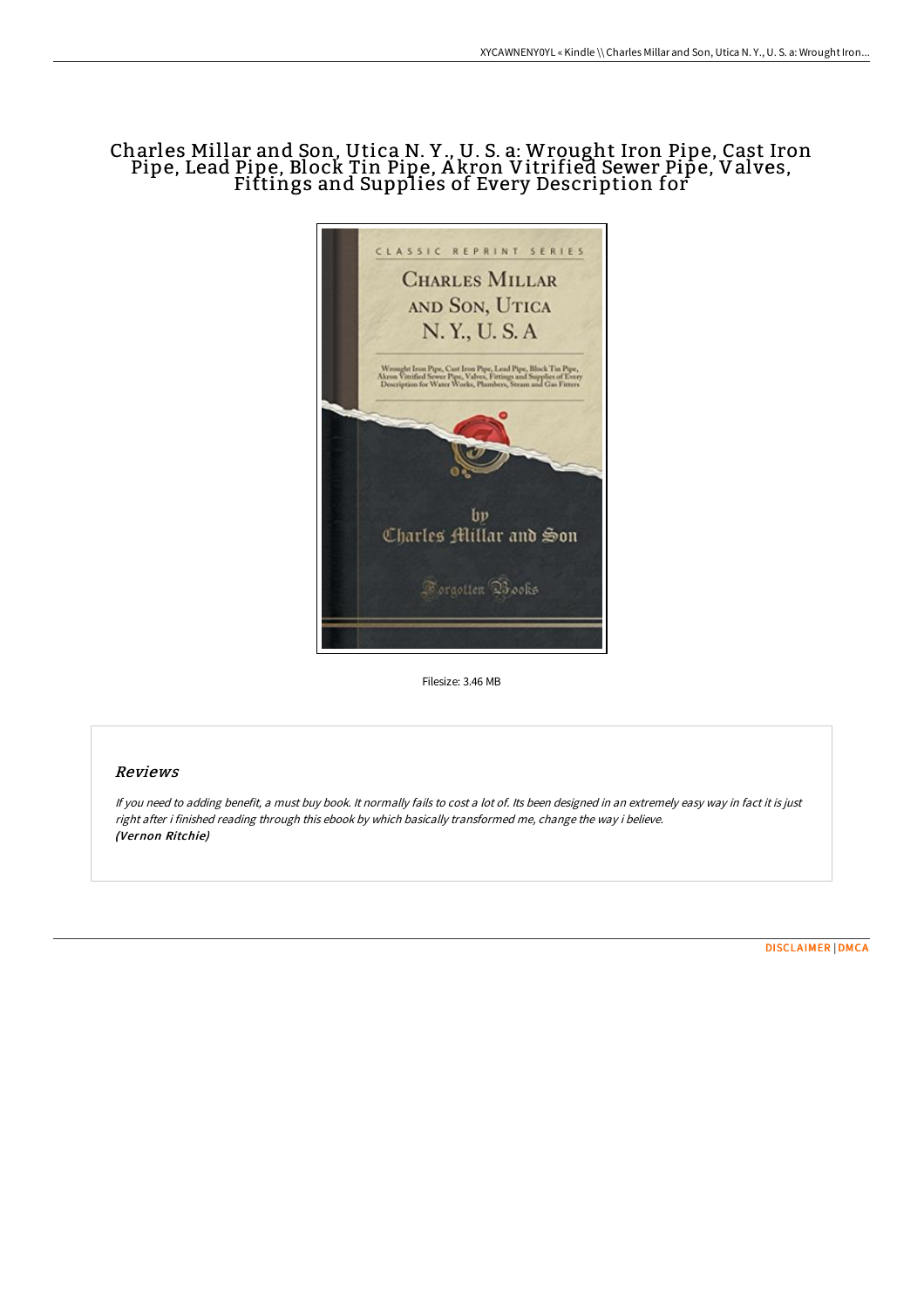# Charles Millar and Son, Utica N. Y., U. S. a: Wrought Iron Pipe, Cast Iron Pipe, Lead Pipe, Block Tin Pipe, Akron Vitrified Sewer Pipe, Valves, Fittings and Supplies of Every Description for

Filesize: 3.46 MB

## Reviews

*If you need to adding benefit, a must buy book. It normally fails to cost a lot of. Its been designed in an extremely easy way in fact it is just right after i finished reading through this ebook by which basically transformed me, change the way i believe.*
***(Vernon Ritchie)***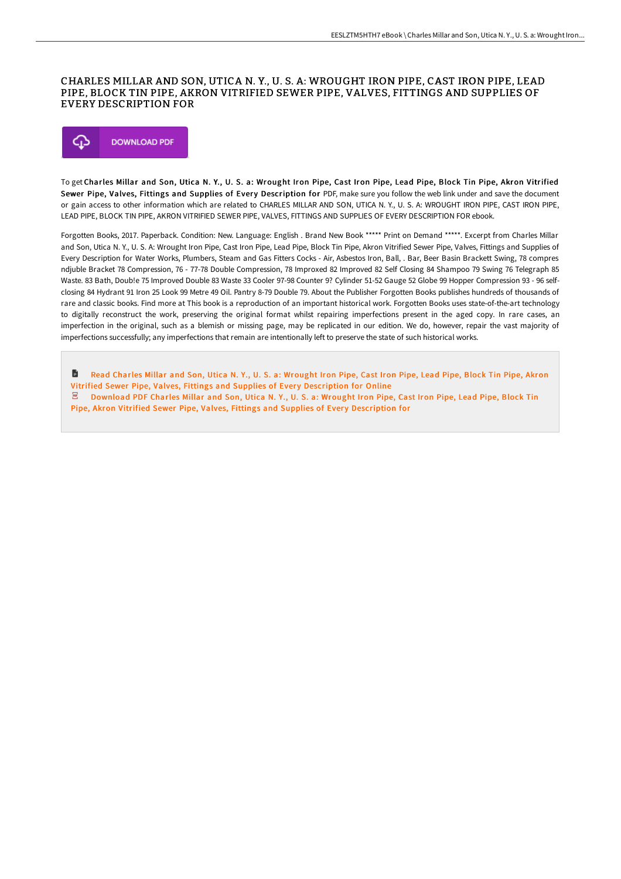# CHARLES MILLAR AND SON, UTICA N. Y., U. S. A: WROUGHT IRON PIPE, CAST IRON PIPE, LEAD PIPE, BLOCK TIN PIPE, AKRON VITRIFIED SEWER PIPE, VALVES, FITTINGS AND SUPPLIES OF EVERY DESCRIPTION FOR

DOWNLOAD PDF

To get **Charles Millar and Son, Utica N. Y., U. S. a: Wrought Iron Pipe, Cast Iron Pipe, Lead Pipe, Block Tin Pipe, Akron Vitrified Sewer Pipe, Valves, Fittings and Supplies of Every Description for** PDF, make sure you follow the web link under and save the document or gain access to other information which are related to CHARLES MILLAR AND SON, UTICA N. Y., U. S. A: WROUGHT IRON PIPE, CAST IRON PIPE, LEAD PIPE, BLOCK TIN PIPE, AKRON VITRIFIED SEWER PIPE, VALVES, FITTINGS AND SUPPLIES OF EVERY DESCRIPTION FOR ebook.

Forgotten Books, 2017. Paperback. Condition: New. Language: English . Brand New Book ***** Print on Demand *****. Excerpt from Charles Millar and Son, Utica N. Y., U. S. A: Wrought Iron Pipe, Cast Iron Pipe, Lead Pipe, Block Tin Pipe, Akron Vitrified Sewer Pipe, Valves, Fittings and Supplies of Every Description for Water Works, Plumbers, Steam and Gas Fitters Cocks - Air, Asbestos Iron, Ball, . Bar, Beer Basin Brackett Swing, 78 compres ndjuble Bracket 78 Compression, 76 - 77-78 Double Compression, 78 Improxed 82 Improved 82 Self Closing 84 Shampoo 79 Swing 76 Telegraph 85 Waste. 83 Bath, Doub!e 75 Improved Double 83 Waste 33 Cooler 97-98 Counter 9? Cylinder 51-52 Gauge 52 Globe 99 Hopper Compression 93 - 96 self-closing 84 Hydrant 91 Iron 25 Look 99 Metre 49 Oil. Pantry 8-79 Double 79. About the Publisher Forgotten Books publishes hundreds of thousands of rare and classic books. Find more at This book is a reproduction of an important historical work. Forgotten Books uses state-of-the-art technology to digitally reconstruct the work, preserving the original format whilst repairing imperfections present in the aged copy. In rare cases, an imperfection in the original, such as a blemish or missing page, may be replicated in our edition. We do, however, repair the vast majority of imperfections successfully; any imperfections that remain are intentionally left to preserve the state of such historical works.

- Read Charles Millar and Son, Utica N. Y., U. S. a: Wrought Iron Pipe, Cast Iron Pipe, Lead Pipe, Block Tin Pipe, Akron Vitrified Sewer Pipe, Valves, Fittings and Supplies of Every Description for Online
- Download PDF Charles Millar and Son, Utica N. Y., U. S. a: Wrought Iron Pipe, Cast Iron Pipe, Lead Pipe, Block Tin Pipe, Akron Vitrified Sewer Pipe, Valves, Fittings and Supplies of Every Description for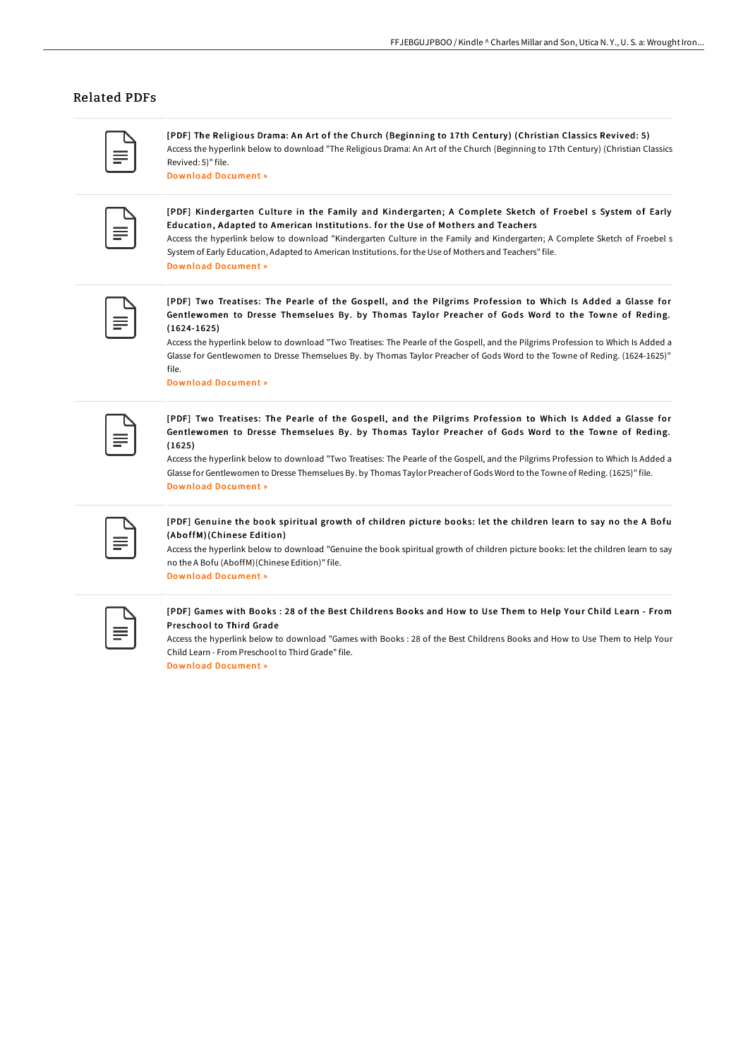## Related PDFs

[PDF] The Religious Drama: An Art of the Church (Beginning to 17th Century) (Christian Classics Revived: 5)
Access the hyperlink below to download "The Religious Drama: An Art of the Church (Beginning to 17th Century) (Christian Classics Revived: 5)" file.
Download Document »

[PDF] Kindergarten Culture in the Family and Kindergarten; A Complete Sketch of Froebel s System of Early Education, Adapted to American Institutions. for the Use of Mothers and Teachers
Access the hyperlink below to download "Kindergarten Culture in the Family and Kindergarten; A Complete Sketch of Froebel s System of Early Education, Adapted to American Institutions. for the Use of Mothers and Teachers" file.
Download Document »

[PDF] Two Treatises: The Pearle of the Gospell, and the Pilgrims Profession to Which Is Added a Glasse for Gentlewomen to Dresse Themselues By. by Thomas Taylor Preacher of Gods Word to the Towne of Reding. (1624-1625)
Access the hyperlink below to download "Two Treatises: The Pearle of the Gospell, and the Pilgrims Profession to Which Is Added a Glasse for Gentlewomen to Dresse Themselues By. by Thomas Taylor Preacher of Gods Word to the Towne of Reding. (1624-1625)" file.
Download Document »

[PDF] Two Treatises: The Pearle of the Gospell, and the Pilgrims Profession to Which Is Added a Glasse for Gentlewomen to Dresse Themselues By. by Thomas Taylor Preacher of Gods Word to the Towne of Reding. (1625)
Access the hyperlink below to download "Two Treatises: The Pearle of the Gospell, and the Pilgrims Profession to Which Is Added a Glasse for Gentlewomen to Dresse Themselues By. by Thomas Taylor Preacher of Gods Word to the Towne of Reding. (1625)" file.
Download Document »

[PDF] Genuine the book spiritual growth of children picture books: let the children learn to say no the A Bofu (AboffM)(Chinese Edition)
Access the hyperlink below to download "Genuine the book spiritual growth of children picture books: let the children learn to say no the A Bofu (AboffM)(Chinese Edition)" file.
Download Document »

[PDF] Games with Books : 28 of the Best Childrens Books and How to Use Them to Help Your Child Learn - From Preschool to Third Grade
Access the hyperlink below to download "Games with Books : 28 of the Best Childrens Books and How to Use Them to Help Your Child Learn - From Preschool to Third Grade" file.
Download Document »